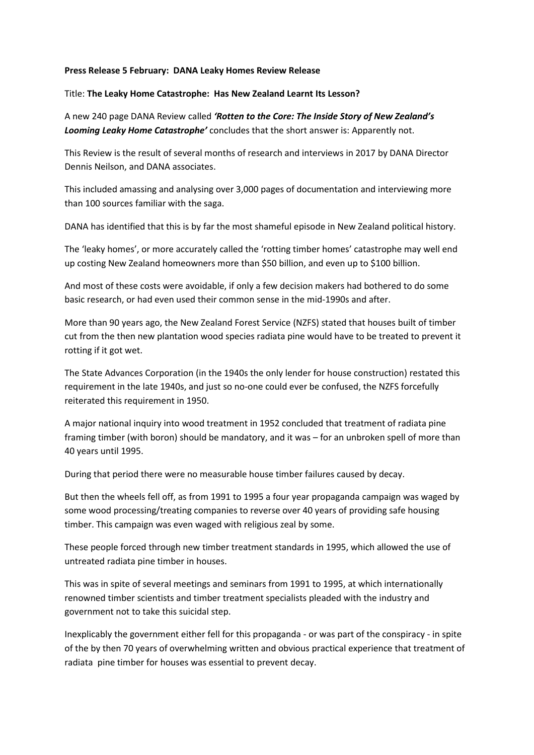**Press Release 5 February: DANA Leaky Homes Review Release**

Title: **The Leaky Home Catastrophe: Has New Zealand Learnt Its Lesson?**

A new 240 page DANA Review called ***'Rotten to the Core: The Inside Story of New Zealand's Looming Leaky Home Catastrophe'*** concludes that the short answer is: Apparently not.

This Review is the result of several months of research and interviews in 2017 by DANA Director Dennis Neilson, and DANA associates.

This included amassing and analysing over 3,000 pages of documentation and interviewing more than 100 sources familiar with the saga.

DANA has identified that this is by far the most shameful episode in New Zealand political history.

The 'leaky homes', or more accurately called the 'rotting timber homes' catastrophe may well end up costing New Zealand homeowners more than $50 billion, and even up to $100 billion.

And most of these costs were avoidable, if only a few decision makers had bothered to do some basic research, or had even used their common sense in the mid-1990s and after.

More than 90 years ago, the New Zealand Forest Service (NZFS) stated that houses built of timber cut from the then new plantation wood species radiata pine would have to be treated to prevent it rotting if it got wet.

The State Advances Corporation (in the 1940s the only lender for house construction) restated this requirement in the late 1940s, and just so no-one could ever be confused, the NZFS forcefully reiterated this requirement in 1950.

A major national inquiry into wood treatment in 1952 concluded that treatment of radiata pine framing timber (with boron) should be mandatory, and it was – for an unbroken spell of more than 40 years until 1995.

During that period there were no measurable house timber failures caused by decay.

But then the wheels fell off, as from 1991 to 1995 a four year propaganda campaign was waged by some wood processing/treating companies to reverse over 40 years of providing safe housing timber. This campaign was even waged with religious zeal by some.

These people forced through new timber treatment standards in 1995, which allowed the use of untreated radiata pine timber in houses.

This was in spite of several meetings and seminars from 1991 to 1995, at which internationally renowned timber scientists and timber treatment specialists pleaded with the industry and government not to take this suicidal step.

Inexplicably the government either fell for this propaganda - or was part of the conspiracy - in spite of the by then 70 years of overwhelming written and obvious practical experience that treatment of radiata pine timber for houses was essential to prevent decay.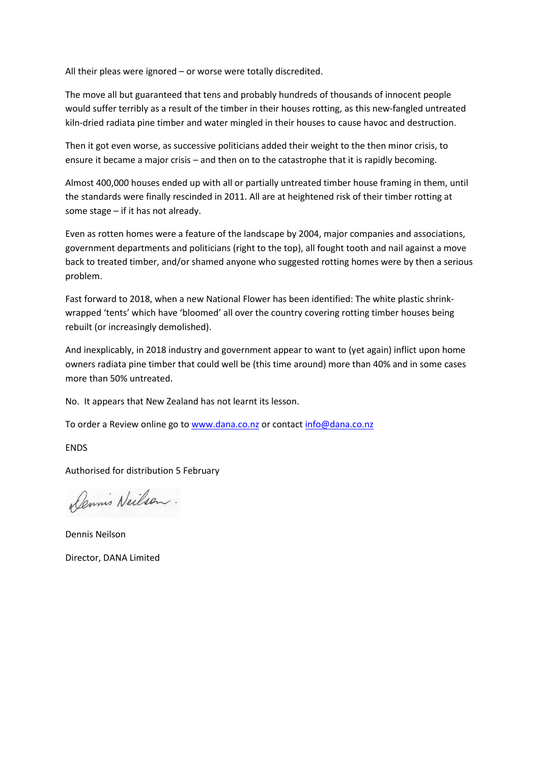All their pleas were ignored – or worse were totally discredited.

The move all but guaranteed that tens and probably hundreds of thousands of innocent people would suffer terribly as a result of the timber in their houses rotting, as this new-fangled untreated kiln-dried radiata pine timber and water mingled in their houses to cause havoc and destruction.

Then it got even worse, as successive politicians added their weight to the then minor crisis, to ensure it became a major crisis – and then on to the catastrophe that it is rapidly becoming.

Almost 400,000 houses ended up with all or partially untreated timber house framing in them, until the standards were finally rescinded in 2011. All are at heightened risk of their timber rotting at some stage – if it has not already.

Even as rotten homes were a feature of the landscape by 2004, major companies and associations, government departments and politicians (right to the top), all fought tooth and nail against a move back to treated timber, and/or shamed anyone who suggested rotting homes were by then a serious problem.

Fast forward to 2018, when a new National Flower has been identified: The white plastic shrink-wrapped 'tents' which have 'bloomed' all over the country covering rotting timber houses being rebuilt (or increasingly demolished).

And inexplicably, in 2018 industry and government appear to want to (yet again) inflict upon home owners radiata pine timber that could well be (this time around) more than 40% and in some cases more than 50% untreated.

No. It appears that New Zealand has not learnt its lesson.

To order a Review online go to [www.dana.co.nz](http://www.dana.co.nz) or contact [info@dana.co.nz](mailto:info@dana.co.nz)

ENDS

Authorised for distribution 5 February

Dennis Neilson

Dennis Neilson

Director, DANA Limited